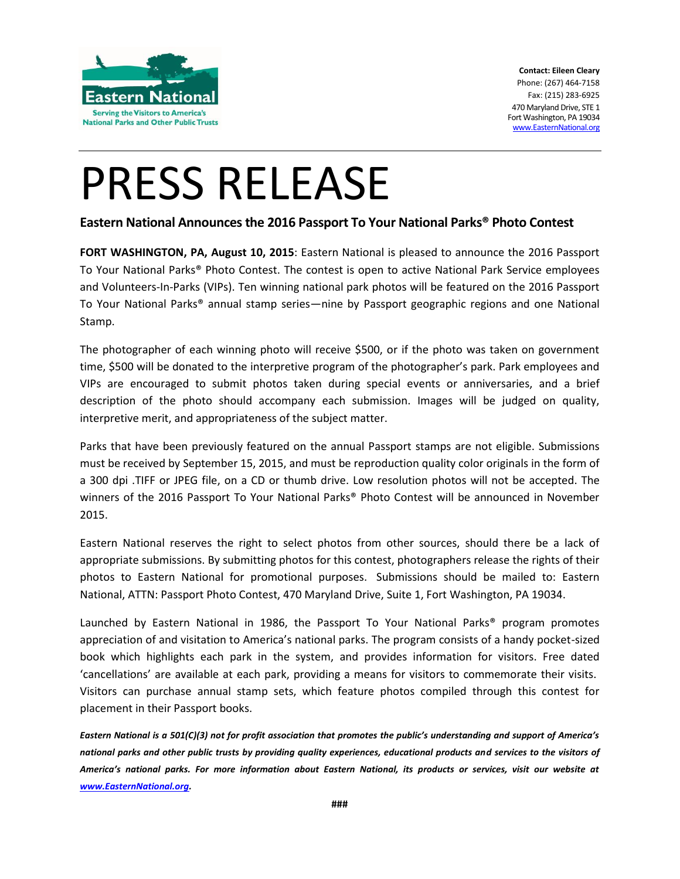Eastern National

Serving the Visitors to America's National Parks and Other Public Trusts

**Contact: Eileen Cleary**
Phone: (267) 464-7158
Fax: (215) 283-6925
470 Maryland Drive, STE 1
Fort Washington, PA 19034
www.EasternNational.org

# PRESS RELEASE

## Eastern National Announces the 2016 Passport To Your National Parks® Photo Contest

**FORT WASHINGTON, PA, August 10, 2015**: Eastern National is pleased to announce the 2016 Passport To Your National Parks® Photo Contest. The contest is open to active National Park Service employees and Volunteers-In-Parks (VIPs). Ten winning national park photos will be featured on the 2016 Passport To Your National Parks® annual stamp series—nine by Passport geographic regions and one National Stamp.

The photographer of each winning photo will receive $500, or if the photo was taken on government time, $500 will be donated to the interpretive program of the photographer's park. Park employees and VIPs are encouraged to submit photos taken during special events or anniversaries, and a brief description of the photo should accompany each submission. Images will be judged on quality, interpretive merit, and appropriateness of the subject matter.

Parks that have been previously featured on the annual Passport stamps are not eligible. Submissions must be received by September 15, 2015, and must be reproduction quality color originals in the form of a 300 dpi .TIFF or JPEG file, on a CD or thumb drive. Low resolution photos will not be accepted. The winners of the 2016 Passport To Your National Parks® Photo Contest will be announced in November 2015.

Eastern National reserves the right to select photos from other sources, should there be a lack of appropriate submissions. By submitting photos for this contest, photographers release the rights of their photos to Eastern National for promotional purposes. Submissions should be mailed to: Eastern National, ATTN: Passport Photo Contest, 470 Maryland Drive, Suite 1, Fort Washington, PA 19034.

Launched by Eastern National in 1986, the Passport To Your National Parks® program promotes appreciation of and visitation to America's national parks. The program consists of a handy pocket-sized book which highlights each park in the system, and provides information for visitors. Free dated 'cancellations' are available at each park, providing a means for visitors to commemorate their visits. Visitors can purchase annual stamp sets, which feature photos compiled through this contest for placement in their Passport books.

***Eastern National is a 501(C)(3) not for profit association that promotes the public's understanding and support of America's national parks and other public trusts by providing quality experiences, educational products and services to the visitors of America's national parks. For more information about Eastern National, its products or services, visit our website at www.EasternNational.org.***

###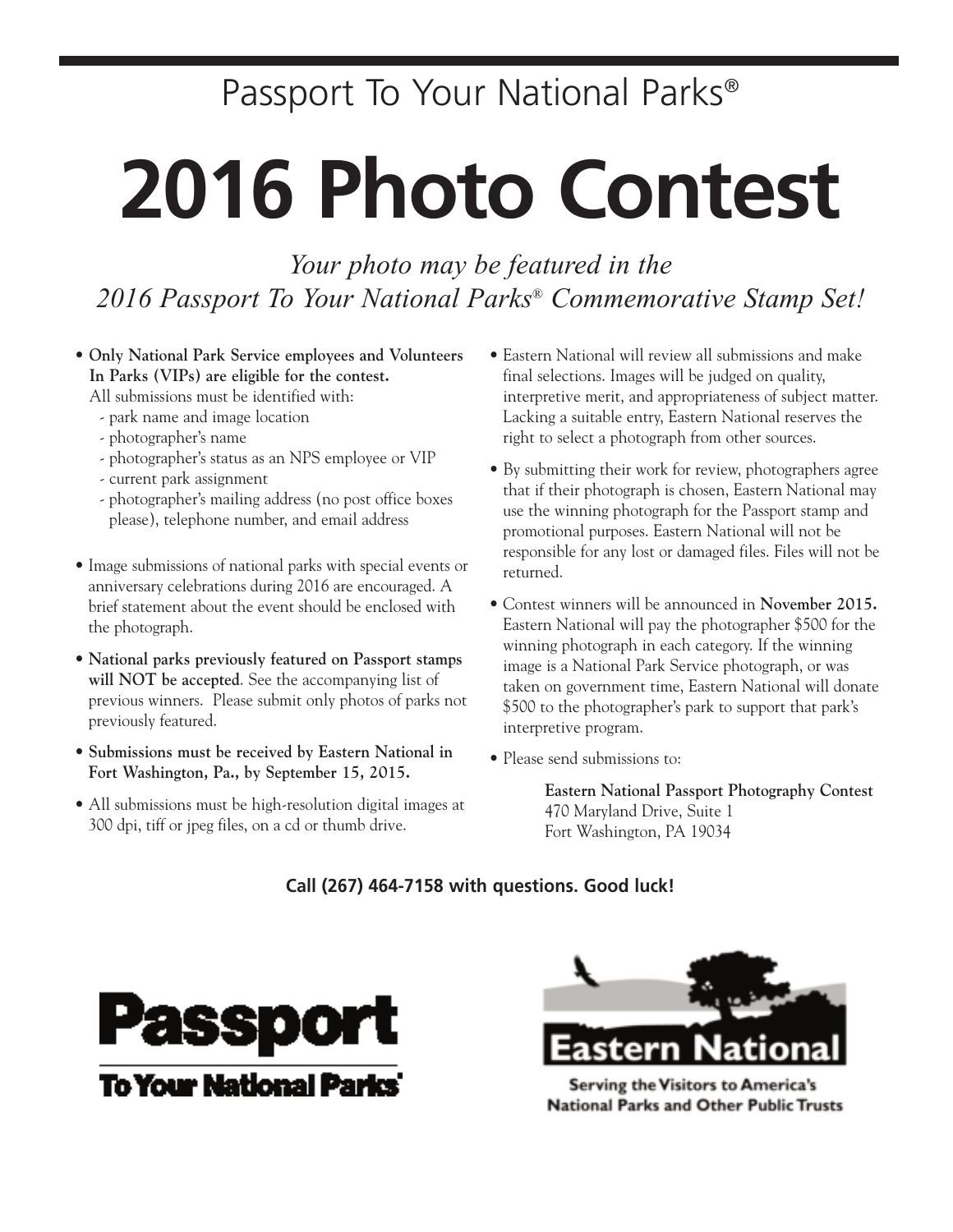Passport To Your National Parks®

# 2016 Photo Contest

*Your photo may be featured in the 2016 Passport To Your National Parks® Commemorative Stamp Set!*

- **Only National Park Service employees and Volunteers In Parks (VIPs) are eligible for the contest.** All submissions must be identified with:
  - park name and image location
  - photographer's name
  - photographer's status as an NPS employee or VIP
  - current park assignment
  - photographer's mailing address (no post office boxes please), telephone number, and email address
- Image submissions of national parks with special events or anniversary celebrations during 2016 are encouraged. A brief statement about the event should be enclosed with the photograph.
- **National parks previously featured on Passport stamps will NOT be accepted**. See the accompanying list of previous winners. Please submit only photos of parks not previously featured.
- **Submissions must be received by Eastern National in Fort Washington, Pa., by September 15, 2015.**
- All submissions must be high-resolution digital images at 300 dpi, tiff or jpeg files, on a cd or thumb drive.
- Eastern National will review all submissions and make final selections. Images will be judged on quality, interpretive merit, and appropriateness of subject matter. Lacking a suitable entry, Eastern National reserves the right to select a photograph from other sources.
- By submitting their work for review, photographers agree that if their photograph is chosen, Eastern National may use the winning photograph for the Passport stamp and promotional purposes. Eastern National will not be responsible for any lost or damaged files. Files will not be returned.
- Contest winners will be announced in **November 2015.** Eastern National will pay the photographer $500 for the winning photograph in each category. If the winning image is a National Park Service photograph, or was taken on government time, Eastern National will donate $500 to the photographer's park to support that park's interpretive program.
- Please send submissions to:

  **Eastern National Passport Photography Contest**
  470 Maryland Drive, Suite 1
  Fort Washington, PA 19034

**Call (267) 464-7158 with questions. Good luck!**

Passport To Your National Parks®

Eastern National

Serving the Visitors to America's National Parks and Other Public Trusts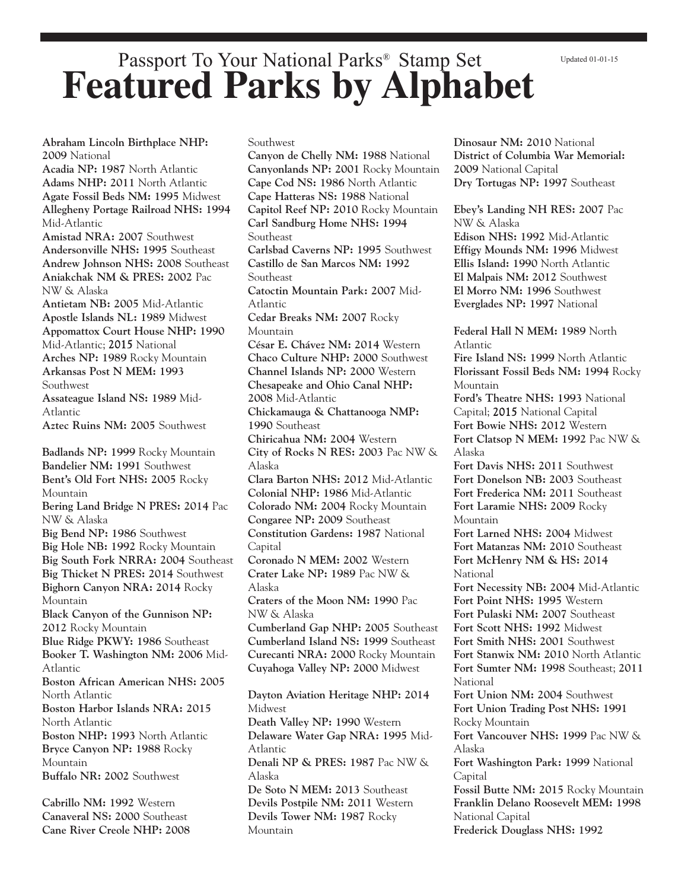# Passport To Your National Parks® Stamp Set

# Featured Parks by Alphabet

Updated 01-01-15

**Abraham Lincoln Birthplace NHP: 2009** National
**Acadia NP: 1987** North Atlantic
**Adams NHP: 2011** North Atlantic
**Agate Fossil Beds NM: 1995** Midwest
**Allegheny Portage Railroad NHS: 1994** Mid-Atlantic
**Amistad NRA: 2007** Southwest
**Andersonville NHS: 1995** Southeast
**Andrew Johnson NHS: 2008** Southeast
**Aniakchak NM & PRES: 2002** Pac NW & Alaska
**Antietam NB: 2005** Mid-Atlantic
**Apostle Islands NL: 1989** Midwest
**Appomattox Court House NHP: 1990** Mid-Atlantic; **2015** National
**Arches NP: 1989** Rocky Mountain
**Arkansas Post N MEM: 1993** Southwest
**Assateague Island NS: 1989** Mid-Atlantic
**Aztec Ruins NM: 2005** Southwest

**Badlands NP: 1999** Rocky Mountain
**Bandelier NM: 1991** Southwest
**Bent's Old Fort NHS: 2005** Rocky Mountain
**Bering Land Bridge N PRES: 2014** Pac NW & Alaska
**Big Bend NP: 1986** Southwest
**Big Hole NB: 1992** Rocky Mountain
**Big South Fork NRRA: 2004** Southeast
**Big Thicket N PRES: 2014** Southwest
**Bighorn Canyon NRA: 2014** Rocky Mountain
**Black Canyon of the Gunnison NP: 2012** Rocky Mountain
**Blue Ridge PKWY: 1986** Southeast
**Booker T. Washington NM: 2006** Mid-Atlantic
**Boston African American NHS: 2005** North Atlantic
**Boston Harbor Islands NRA: 2015** North Atlantic
**Boston NHP: 1993** North Atlantic
**Bryce Canyon NP: 1988** Rocky Mountain
**Buffalo NR: 2002** Southwest

**Cabrillo NM: 1992** Western
**Canaveral NS: 2000** Southeast
**Cane River Creole NHP: 2008** Southwest
**Canyon de Chelly NM: 1988** National
**Canyonlands NP: 2001** Rocky Mountain
**Cape Cod NS: 1986** North Atlantic
**Cape Hatteras NS: 1988** National
**Capitol Reef NP: 2010** Rocky Mountain
**Carl Sandburg Home NHS: 1994** Southeast
**Carlsbad Caverns NP: 1995** Southwest
**Castillo de San Marcos NM: 1992** Southeast
**Catoctin Mountain Park: 2007** Mid-Atlantic
**Cedar Breaks NM: 2007** Rocky Mountain
**César E. Chávez NM: 2014** Western
**Chaco Culture NHP: 2000** Southwest
**Channel Islands NP: 2000** Western
**Chesapeake and Ohio Canal NHP: 2008** Mid-Atlantic
**Chickamauga & Chattanooga NMP: 1990** Southeast
**Chiricahua NM: 2004** Western
**City of Rocks N RES: 2003** Pac NW & Alaska
**Clara Barton NHS: 2012** Mid-Atlantic
**Colonial NHP: 1986** Mid-Atlantic
**Colorado NM: 2004** Rocky Mountain
**Congaree NP: 2009** Southeast
**Constitution Gardens: 1987** National Capital
**Coronado N MEM: 2002** Western
**Crater Lake NP: 1989** Pac NW & Alaska
**Craters of the Moon NM: 1990** Pac NW & Alaska
**Cumberland Gap NHP: 2005** Southeast
**Cumberland Island NS: 1999** Southeast
**Curecanti NRA: 2000** Rocky Mountain
**Cuyahoga Valley NP: 2000** Midwest

**Dayton Aviation Heritage NHP: 2014** Midwest
**Death Valley NP: 1990** Western
**Delaware Water Gap NRA: 1995** Mid-Atlantic
**Denali NP & PRES: 1987** Pac NW & Alaska
**De Soto N MEM: 2013** Southeast
**Devils Postpile NM: 2011** Western
**Devils Tower NM: 1987** Rocky Mountain
**Dinosaur NM: 2010** National
**District of Columbia War Memorial: 2009** National Capital
**Dry Tortugas NP: 1997** Southeast

**Ebey's Landing NH RES: 2007** Pac NW & Alaska
**Edison NHS: 1992** Mid-Atlantic
**Effigy Mounds NM: 1996** Midwest
**Ellis Island: 1990** North Atlantic
**El Malpais NM: 2012** Southwest
**El Morro NM: 1996** Southwest
**Everglades NP: 1997** National

**Federal Hall N MEM: 1989** North Atlantic
**Fire Island NS: 1999** North Atlantic
**Florissant Fossil Beds NM: 1994** Rocky Mountain
**Ford's Theatre NHS: 1993** National Capital; **2015** National Capital
**Fort Bowie NHS: 2012** Western
**Fort Clatsop N MEM: 1992** Pac NW & Alaska
**Fort Davis NHS: 2011** Southwest
**Fort Donelson NB: 2003** Southeast
**Fort Frederica NM: 2011** Southeast
**Fort Laramie NHS: 2009** Rocky Mountain
**Fort Larned NHS: 2004** Midwest
**Fort Matanzas NM: 2010** Southeast
**Fort McHenry NM & HS: 2014** National
**Fort Necessity NB: 2004** Mid-Atlantic
**Fort Point NHS: 1995** Western
**Fort Pulaski NM: 2007** Southeast
**Fort Scott NHS: 1992** Midwest
**Fort Smith NHS: 2001** Southwest
**Fort Stanwix NM: 2010** North Atlantic
**Fort Sumter NM: 1998** Southeast; **2011** National
**Fort Union NM: 2004** Southwest
**Fort Union Trading Post NHS: 1991** Rocky Mountain
**Fort Vancouver NHS: 1999** Pac NW & Alaska
**Fort Washington Park: 1999** National Capital
**Fossil Butte NM: 2015** Rocky Mountain
**Franklin Delano Roosevelt MEM: 1998** National Capital
**Frederick Douglass NHS: 1992**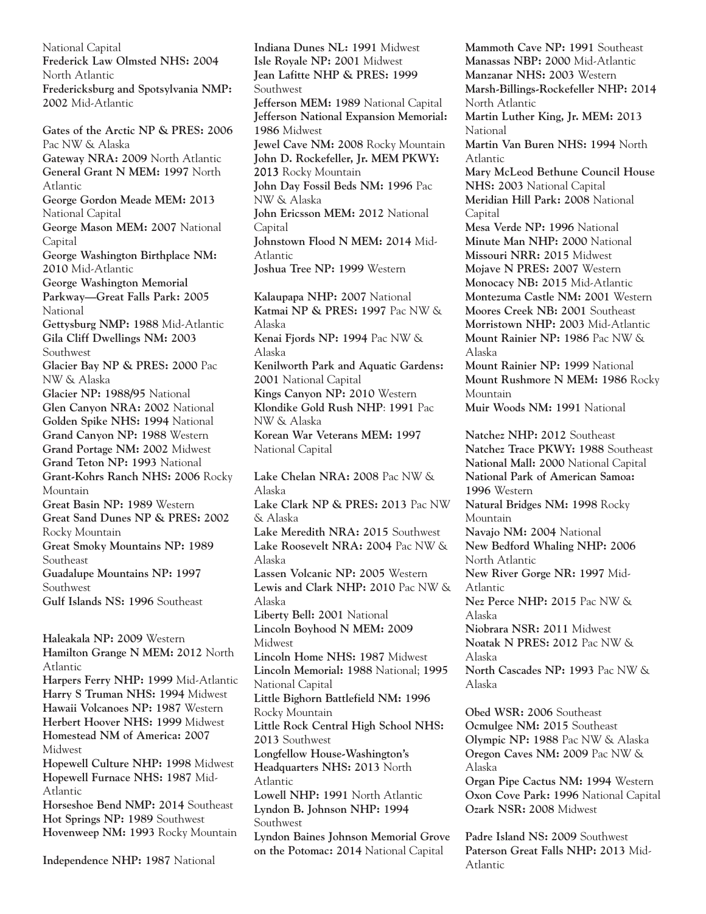National Capital
**Frederick Law Olmsted NHS: 2004** North Atlantic
**Fredericksburg and Spotsylvania NMP: 2002** Mid-Atlantic

**Gates of the Arctic NP & PRES: 2006** Pac NW & Alaska
**Gateway NRA: 2009** North Atlantic
**General Grant N MEM: 1997** North Atlantic
**George Gordon Meade MEM: 2013** National Capital
**George Mason MEM: 2007** National Capital
**George Washington Birthplace NM: 2010** Mid-Atlantic
**George Washington Memorial Parkway—Great Falls Park: 2005** National
**Gettysburg NMP: 1988** Mid-Atlantic
**Gila Cliff Dwellings NM: 2003** Southwest
**Glacier Bay NP & PRES: 2000** Pac NW & Alaska
**Glacier NP: 1988/95** National
**Glen Canyon NRA: 2002** National
**Golden Spike NHS: 1994** National
**Grand Canyon NP: 1988** Western
**Grand Portage NM: 2002** Midwest
**Grand Teton NP: 1993** National
**Grant-Kohrs Ranch NHS: 2006** Rocky Mountain
**Great Basin NP: 1989** Western
**Great Sand Dunes NP & PRES: 2002** Rocky Mountain
**Great Smoky Mountains NP: 1989** Southeast
**Guadalupe Mountains NP: 1997** Southwest
**Gulf Islands NS: 1996** Southeast

**Haleakala NP: 2009** Western
**Hamilton Grange N MEM: 2012** North Atlantic
**Harpers Ferry NHP: 1999** Mid-Atlantic
**Harry S Truman NHS: 1994** Midwest
**Hawaii Volcanoes NP: 1987** Western
**Herbert Hoover NHS: 1999** Midwest
**Homestead NM of America: 2007** Midwest
**Hopewell Culture NHP: 1998** Midwest
**Hopewell Furnace NHS: 1987** Mid-Atlantic
**Horseshoe Bend NMP: 2014** Southeast
**Hot Springs NP: 1989** Southwest
**Hovenweep NM: 1993** Rocky Mountain

**Independence NHP: 1987** National
**Indiana Dunes NL: 1991** Midwest
**Isle Royale NP: 2001** Midwest
**Jean Lafitte NHP & PRES: 1999** Southwest
**Jefferson MEM: 1989** National Capital
**Jefferson National Expansion Memorial: 1986** Midwest
**Jewel Cave NM: 2008** Rocky Mountain
**John D. Rockefeller, Jr. MEM PKWY: 2013** Rocky Mountain
**John Day Fossil Beds NM: 1996** Pac NW & Alaska
**John Ericsson MEM: 2012** National Capital
**Johnstown Flood N MEM: 2014** Mid-Atlantic
**Joshua Tree NP: 1999** Western

**Kalaupapa NHP: 2007** National
**Katmai NP & PRES: 1997** Pac NW & Alaska
**Kenai Fjords NP: 1994** Pac NW & Alaska
**Kenilworth Park and Aquatic Gardens: 2001** National Capital
**Kings Canyon NP: 2010** Western
**Klondike Gold Rush NHP**: **1991** Pac NW & Alaska
**Korean War Veterans MEM: 1997** National Capital

**Lake Chelan NRA: 2008** Pac NW & Alaska
**Lake Clark NP & PRES: 2013** Pac NW & Alaska
**Lake Meredith NRA: 2015** Southwest
**Lake Roosevelt NRA: 2004** Pac NW & Alaska
**Lassen Volcanic NP: 2005** Western
**Lewis and Clark NHP: 2010** Pac NW & Alaska
**Liberty Bell: 2001** National
**Lincoln Boyhood N MEM: 2009** Midwest
**Lincoln Home NHS: 1987** Midwest
**Lincoln Memorial: 1988** National; **1995** National Capital
**Little Bighorn Battlefield NM: 1996** Rocky Mountain
**Little Rock Central High School NHS: 2013** Southwest
**Longfellow House-Washington's Headquarters NHS: 2013** North Atlantic
**Lowell NHP: 1991** North Atlantic
**Lyndon B. Johnson NHP: 1994** Southwest
**Lyndon Baines Johnson Memorial Grove on the Potomac: 2014** National Capital
**Mammoth Cave NP: 1991** Southeast
**Manassas NBP: 2000** Mid-Atlantic
**Manzanar NHS: 2003** Western
**Marsh-Billings-Rockefeller NHP: 2014** North Atlantic
**Martin Luther King, Jr. MEM: 2013** National
**Martin Van Buren NHS: 1994** North Atlantic
**Mary McLeod Bethune Council House NHS: 2003** National Capital
**Meridian Hill Park: 2008** National Capital
**Mesa Verde NP: 1996** National
**Minute Man NHP: 2000** National
**Missouri NRR: 2015** Midwest
**Mojave N PRES: 2007** Western
**Monocacy NB: 2015** Mid-Atlantic
**Montezuma Castle NM: 2001** Western
**Moores Creek NB: 2001** Southeast
**Morristown NHP: 2003** Mid-Atlantic
**Mount Rainier NP: 1986** Pac NW & Alaska
**Mount Rainier NP: 1999** National
**Mount Rushmore N MEM: 1986** Rocky Mountain
**Muir Woods NM: 1991** National

**Natchez NHP: 2012** Southeast
**Natchez Trace PKWY: 1988** Southeast
**National Mall: 2000** National Capital
**National Park of American Samoa: 1996** Western
**Natural Bridges NM: 1998** Rocky Mountain
**Navajo NM: 2004** National
**New Bedford Whaling NHP: 2006** North Atlantic
**New River Gorge NR: 1997** Mid-Atlantic
**Nez Perce NHP: 2015** Pac NW & Alaska
**Niobrara NSR: 2011** Midwest
**Noatak N PRES: 2012** Pac NW & Alaska
**North Cascades NP: 1993** Pac NW & Alaska

**Obed WSR: 2006** Southeast
**Ocmulgee NM: 2015** Southeast
**Olympic NP: 1988** Pac NW & Alaska
**Oregon Caves NM: 2009** Pac NW & Alaska
**Organ Pipe Cactus NM: 1994** Western
**Oxon Cove Park: 1996** National Capital
**Ozark NSR: 2008** Midwest

**Padre Island NS: 2009** Southwest
**Paterson Great Falls NHP: 2013** Mid-Atlantic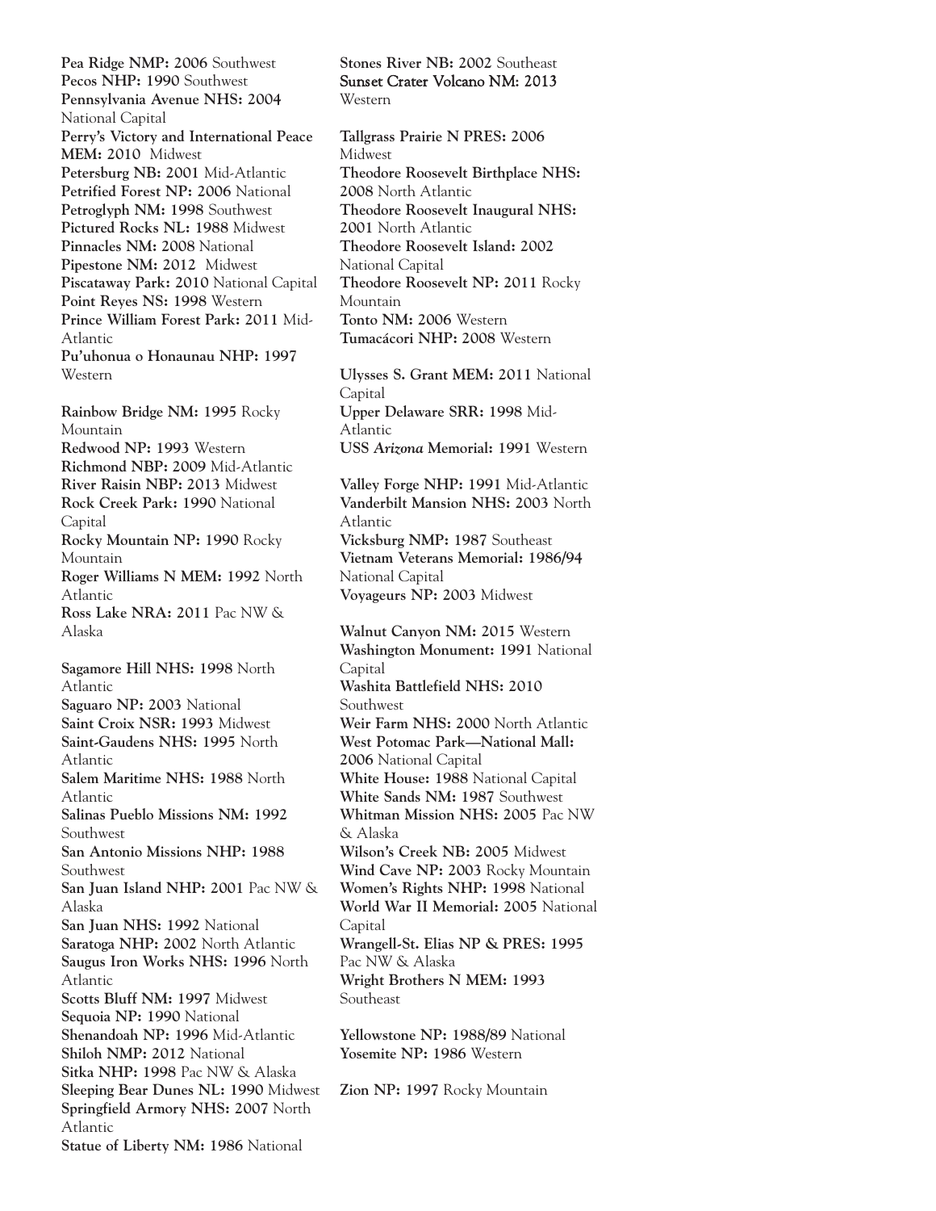**Pea Ridge NMP: 2006** Southwest
**Pecos NHP: 1990** Southwest
**Pennsylvania Avenue NHS: 2004** National Capital
**Perry's Victory and International Peace MEM: 2010** Midwest
**Petersburg NB: 2001** Mid-Atlantic
**Petrified Forest NP: 2006** National
**Petroglyph NM: 1998** Southwest
**Pictured Rocks NL: 1988** Midwest
**Pinnacles NM: 2008** National
**Pipestone NM: 2012** Midwest
**Piscataway Park: 2010** National Capital
**Point Reyes NS: 1998** Western
**Prince William Forest Park: 2011** Mid-Atlantic
**Pu'uhonua o Honaunau NHP: 1997** Western

**Rainbow Bridge NM: 1995** Rocky Mountain
**Redwood NP: 1993** Western
**Richmond NBP: 2009** Mid-Atlantic
**River Raisin NBP: 2013** Midwest
**Rock Creek Park: 1990** National Capital
**Rocky Mountain NP: 1990** Rocky Mountain
**Roger Williams N MEM: 1992** North Atlantic
**Ross Lake NRA: 2011** Pac NW & Alaska

**Sagamore Hill NHS: 1998** North Atlantic
**Saguaro NP: 2003** National
**Saint Croix NSR: 1993** Midwest
**Saint-Gaudens NHS: 1995** North Atlantic
**Salem Maritime NHS: 1988** North Atlantic
**Salinas Pueblo Missions NM: 1992** Southwest
**San Antonio Missions NHP: 1988** Southwest
**San Juan Island NHP: 2001** Pac NW & Alaska
**San Juan NHS: 1992** National
**Saratoga NHP: 2002** North Atlantic
**Saugus Iron Works NHS: 1996** North Atlantic
**Scotts Bluff NM: 1997** Midwest
**Sequoia NP: 1990** National
**Shenandoah NP: 1996** Mid-Atlantic
**Shiloh NMP: 2012** National
**Sitka NHP: 1998** Pac NW & Alaska
**Sleeping Bear Dunes NL: 1990** Midwest
**Springfield Armory NHS: 2007** North Atlantic
**Statue of Liberty NM: 1986** National
**Stones River NB: 2002** Southeast
**Sunset Crater Volcano NM: 2013** Western

**Tallgrass Prairie N PRES: 2006** Midwest
**Theodore Roosevelt Birthplace NHS: 2008** North Atlantic
**Theodore Roosevelt Inaugural NHS: 2001** North Atlantic
**Theodore Roosevelt Island: 2002** National Capital
**Theodore Roosevelt NP: 2011** Rocky Mountain
**Tonto NM: 2006** Western
**Tumacácori NHP: 2008** Western

**Ulysses S. Grant MEM: 2011** National Capital
**Upper Delaware SRR: 1998** Mid-Atlantic
**USS *Arizona* Memorial: 1991** Western

**Valley Forge NHP: 1991** Mid-Atlantic
**Vanderbilt Mansion NHS: 2003** North Atlantic
**Vicksburg NMP: 1987** Southeast
**Vietnam Veterans Memorial: 1986/94** National Capital
**Voyageurs NP: 2003** Midwest

**Walnut Canyon NM: 2015** Western
**Washington Monument: 1991** National Capital
**Washita Battlefield NHS: 2010** Southwest
**Weir Farm NHS: 2000** North Atlantic
**West Potomac Park—National Mall: 2006** National Capital
**White House: 1988** National Capital
**White Sands NM: 1987** Southwest
**Whitman Mission NHS: 2005** Pac NW & Alaska
**Wilson's Creek NB: 2005** Midwest
**Wind Cave NP: 2003** Rocky Mountain
**Women's Rights NHP: 1998** National
**World War II Memorial: 2005** National Capital
**Wrangell-St. Elias NP & PRES: 1995** Pac NW & Alaska
**Wright Brothers N MEM: 1993** Southeast

**Yellowstone NP: 1988/89** National
**Yosemite NP: 1986** Western

**Zion NP: 1997** Rocky Mountain